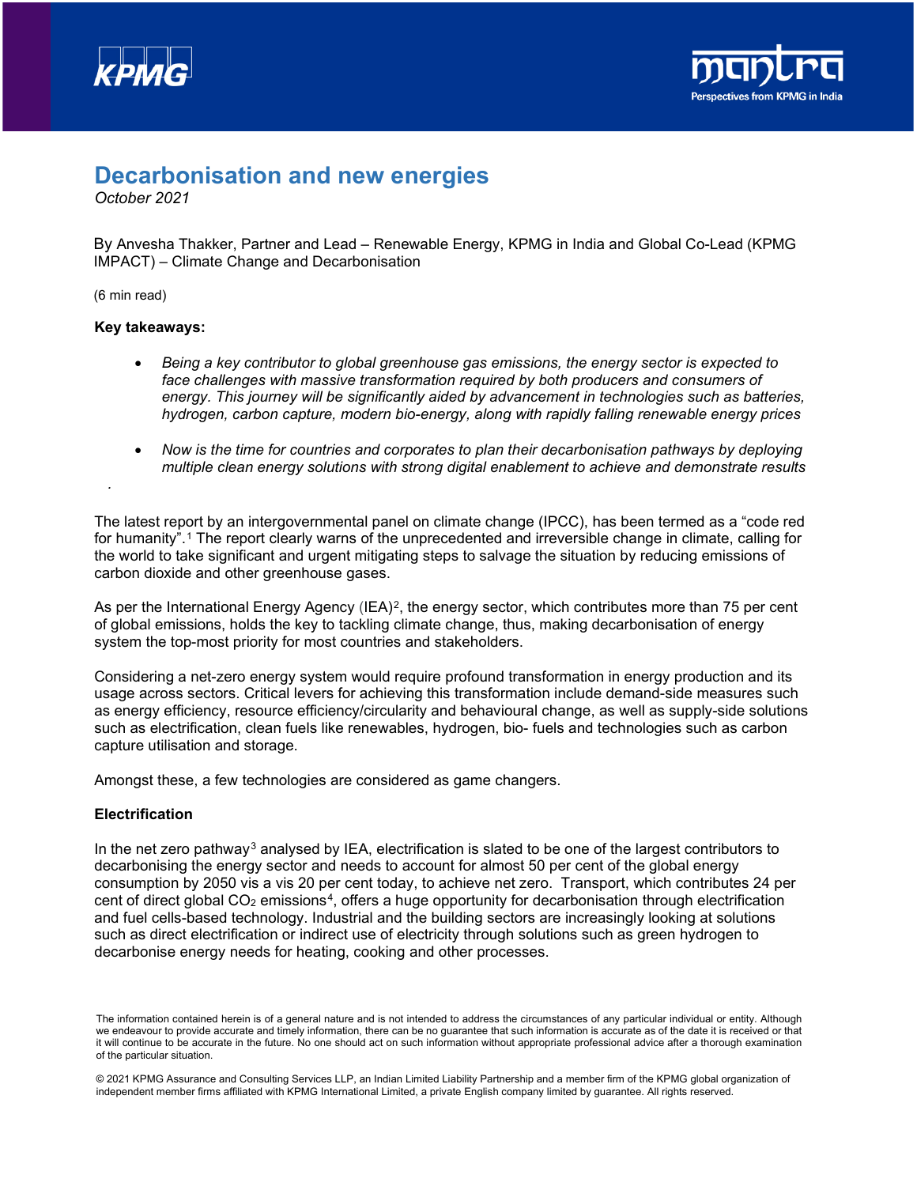# Decarbonisation and new energies

*October 2021*

By Anvesha Thakker, Partner and Lead – Renewable Energy, KPMG in India and Global Co-Lead (KPMG IMPACT) – Climate Change and Decarbonisation

(6 min read)

**Key takeaways:**

- *Being a key contributor to global greenhouse gas emissions, the energy sector is expected to face challenges with massive transformation required by both producers and consumers of energy. This journey will be significantly aided by advancement in technologies such as batteries, hydrogen, carbon capture, modern bio-energy, along with rapidly falling renewable energy prices*
- *Now is the time for countries and corporates to plan their decarbonisation pathways by deploying multiple clean energy solutions with strong digital enablement to achieve and demonstrate results*

The latest report by an intergovernmental panel on climate change (IPCC), has been termed as a "code red for humanity".[1] The report clearly warns of the unprecedented and irreversible change in climate, calling for the world to take significant and urgent mitigating steps to salvage the situation by reducing emissions of carbon dioxide and other greenhouse gases.

As per the International Energy Agency (IEA)[2], the energy sector, which contributes more than 75 per cent of global emissions, holds the key to tackling climate change, thus, making decarbonisation of energy system the top-most priority for most countries and stakeholders.

Considering a net-zero energy system would require profound transformation in energy production and its usage across sectors. Critical levers for achieving this transformation include demand-side measures such as energy efficiency, resource efficiency/circularity and behavioural change, as well as supply-side solutions such as electrification, clean fuels like renewables, hydrogen, bio- fuels and technologies such as carbon capture utilisation and storage.

Amongst these, a few technologies are considered as game changers.

### Electrification

In the net zero pathway[3] analysed by IEA, electrification is slated to be one of the largest contributors to decarbonising the energy sector and needs to account for almost 50 per cent of the global energy consumption by 2050 vis a vis 20 per cent today, to achieve net zero. Transport, which contributes 24 per cent of direct global $CO_2$ emissions[4], offers a huge opportunity for decarbonisation through electrification and fuel cells-based technology. Industrial and the building sectors are increasingly looking at solutions such as direct electrification or indirect use of electricity through solutions such as green hydrogen to decarbonise energy needs for heating, cooking and other processes.

The information contained herein is of a general nature and is not intended to address the circumstances of any particular individual or entity. Although we endeavour to provide accurate and timely information, there can be no guarantee that such information is accurate as of the date it is received or that it will continue to be accurate in the future. No one should act on such information without appropriate professional advice after a thorough examination of the particular situation.

© 2021 KPMG Assurance and Consulting Services LLP, an Indian Limited Liability Partnership and a member firm of the KPMG global organization of independent member firms affiliated with KPMG International Limited, a private English company limited by guarantee. All rights reserved.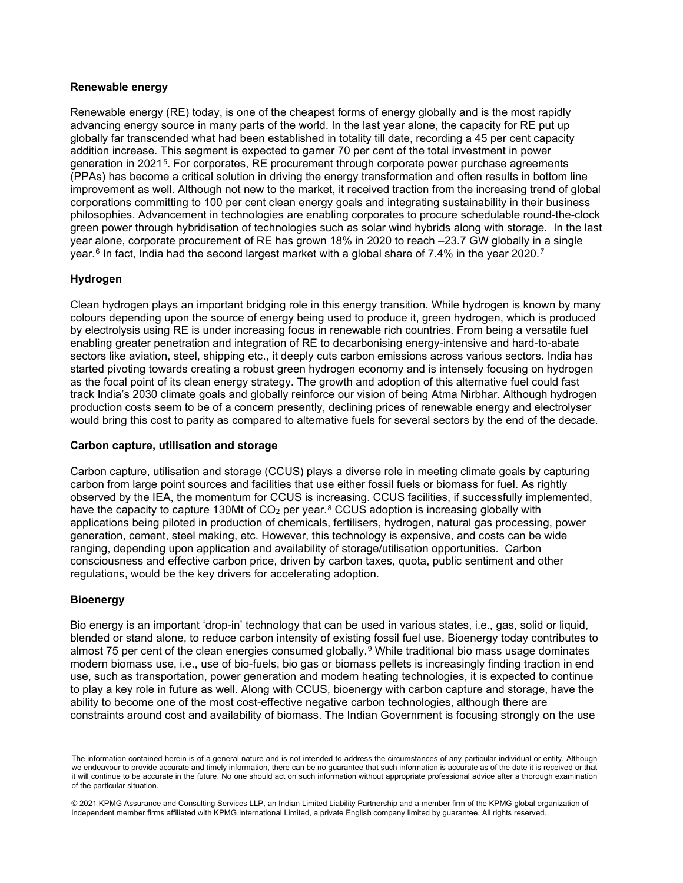## Renewable energy

Renewable energy (RE) today, is one of the cheapest forms of energy globally and is the most rapidly advancing energy source in many parts of the world. In the last year alone, the capacity for RE put up globally far transcended what had been established in totality till date, recording a 45 per cent capacity addition increase. This segment is expected to garner 70 per cent of the total investment in power generation in 2021[5]. For corporates, RE procurement through corporate power purchase agreements (PPAs) has become a critical solution in driving the energy transformation and often results in bottom line improvement as well. Although not new to the market, it received traction from the increasing trend of global corporations committing to 100 per cent clean energy goals and integrating sustainability in their business philosophies. Advancement in technologies are enabling corporates to procure schedulable round-the-clock green power through hybridisation of technologies such as solar wind hybrids along with storage. In the last year alone, corporate procurement of RE has grown 18% in 2020 to reach –23.7 GW globally in a single year.[6] In fact, India had the second largest market with a global share of 7.4% in the year 2020.[7]

## Hydrogen

Clean hydrogen plays an important bridging role in this energy transition. While hydrogen is known by many colours depending upon the source of energy being used to produce it, green hydrogen, which is produced by electrolysis using RE is under increasing focus in renewable rich countries. From being a versatile fuel enabling greater penetration and integration of RE to decarbonising energy-intensive and hard-to-abate sectors like aviation, steel, shipping etc., it deeply cuts carbon emissions across various sectors. India has started pivoting towards creating a robust green hydrogen economy and is intensely focusing on hydrogen as the focal point of its clean energy strategy. The growth and adoption of this alternative fuel could fast track India's 2030 climate goals and globally reinforce our vision of being Atma Nirbhar. Although hydrogen production costs seem to be of a concern presently, declining prices of renewable energy and electrolyser would bring this cost to parity as compared to alternative fuels for several sectors by the end of the decade.

## Carbon capture, utilisation and storage

Carbon capture, utilisation and storage (CCUS) plays a diverse role in meeting climate goals by capturing carbon from large point sources and facilities that use either fossil fuels or biomass for fuel. As rightly observed by the IEA, the momentum for CCUS is increasing. CCUS facilities, if successfully implemented, have the capacity to capture 130Mt of $CO_2$ per year.[8] CCUS adoption is increasing globally with applications being piloted in production of chemicals, fertilisers, hydrogen, natural gas processing, power generation, cement, steel making, etc. However, this technology is expensive, and costs can be wide ranging, depending upon application and availability of storage/utilisation opportunities. Carbon consciousness and effective carbon price, driven by carbon taxes, quota, public sentiment and other regulations, would be the key drivers for accelerating adoption.

## Bioenergy

Bio energy is an important 'drop-in' technology that can be used in various states, i.e., gas, solid or liquid, blended or stand alone, to reduce carbon intensity of existing fossil fuel use. Bioenergy today contributes to almost 75 per cent of the clean energies consumed globally.[9] While traditional bio mass usage dominates modern biomass use, i.e., use of bio-fuels, bio gas or biomass pellets is increasingly finding traction in end use, such as transportation, power generation and modern heating technologies, it is expected to continue to play a key role in future as well. Along with CCUS, bioenergy with carbon capture and storage, have the ability to become one of the most cost-effective negative carbon technologies, although there are constraints around cost and availability of biomass. The Indian Government is focusing strongly on the use

The information contained herein is of a general nature and is not intended to address the circumstances of any particular individual or entity. Although we endeavour to provide accurate and timely information, there can be no guarantee that such information is accurate as of the date it is received or that it will continue to be accurate in the future. No one should act on such information without appropriate professional advice after a thorough examination of the particular situation.

© 2021 KPMG Assurance and Consulting Services LLP, an Indian Limited Liability Partnership and a member firm of the KPMG global organization of independent member firms affiliated with KPMG International Limited, a private English company limited by guarantee. All rights reserved.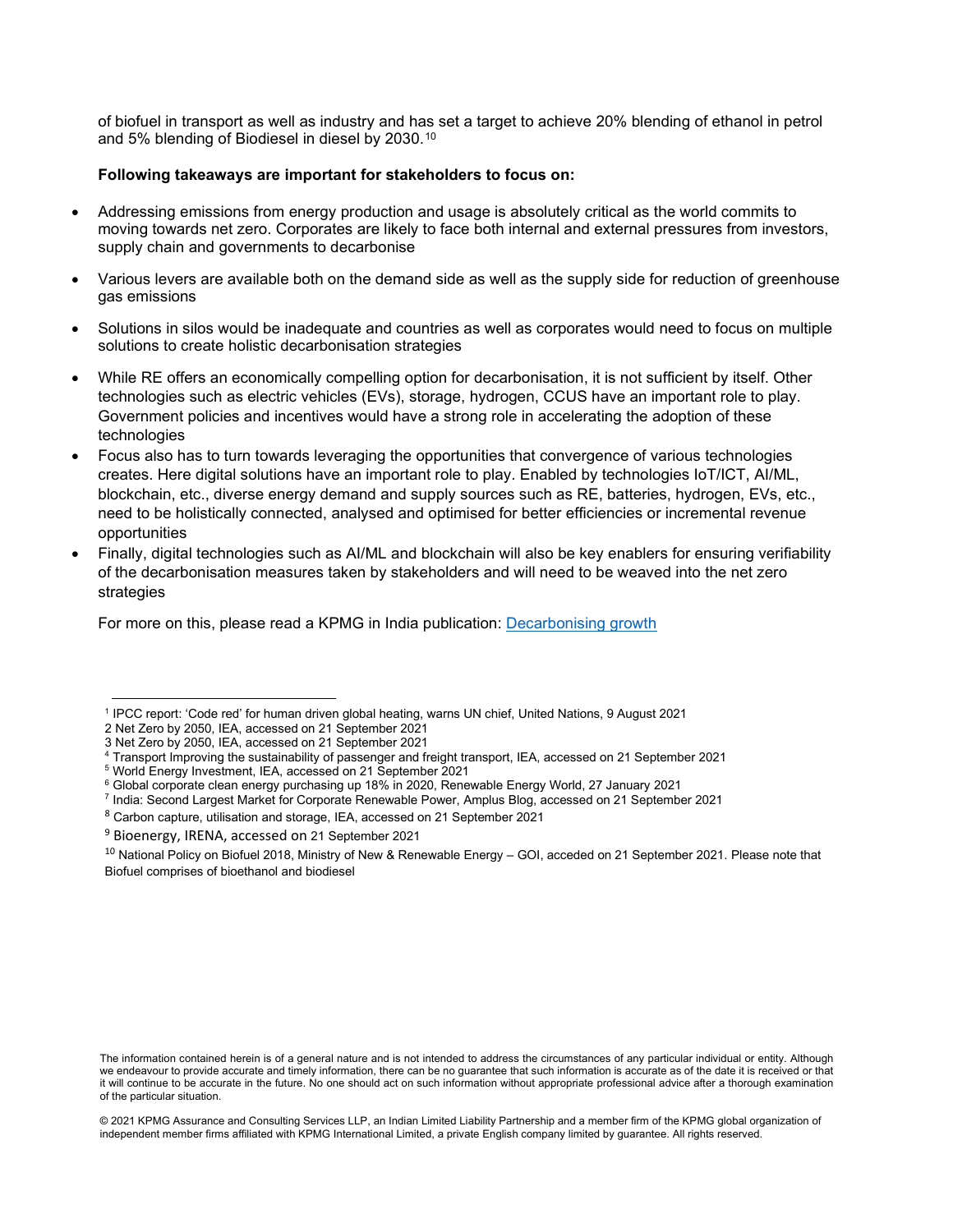of biofuel in transport as well as industry and has set a target to achieve 20% blending of ethanol in petrol and 5% blending of Biodiesel in diesel by 2030.[10]

**Following takeaways are important for stakeholders to focus on:**

- Addressing emissions from energy production and usage is absolutely critical as the world commits to moving towards net zero. Corporates are likely to face both internal and external pressures from investors, supply chain and governments to decarbonise
- Various levers are available both on the demand side as well as the supply side for reduction of greenhouse gas emissions
- Solutions in silos would be inadequate and countries as well as corporates would need to focus on multiple solutions to create holistic decarbonisation strategies
- While RE offers an economically compelling option for decarbonisation, it is not sufficient by itself. Other technologies such as electric vehicles (EVs), storage, hydrogen, CCUS have an important role to play. Government policies and incentives would have a strong role in accelerating the adoption of these technologies
- Focus also has to turn towards leveraging the opportunities that convergence of various technologies creates. Here digital solutions have an important role to play. Enabled by technologies IoT/ICT, AI/ML, blockchain, etc., diverse energy demand and supply sources such as RE, batteries, hydrogen, EVs, etc., need to be holistically connected, analysed and optimised for better efficiencies or incremental revenue opportunities
- Finally, digital technologies such as AI/ML and blockchain will also be key enablers for ensuring verifiability of the decarbonisation measures taken by stakeholders and will need to be weaved into the net zero strategies

For more on this, please read a KPMG in India publication: [Decarbonising growth]

---

[1] IPCC report: 'Code red' for human driven global heating, warns UN chief, United Nations, 9 August 2021

[2] Net Zero by 2050, IEA, accessed on 21 September 2021

[3] Net Zero by 2050, IEA, accessed on 21 September 2021

[4] Transport Improving the sustainability of passenger and freight transport, IEA, accessed on 21 September 2021

[5] World Energy Investment, IEA, accessed on 21 September 2021

[6] Global corporate clean energy purchasing up 18% in 2020, Renewable Energy World, 27 January 2021

[7] India: Second Largest Market for Corporate Renewable Power, Amplus Blog, accessed on 21 September 2021

[8] Carbon capture, utilisation and storage, IEA, accessed on 21 September 2021

[9] Bioenergy, IRENA, accessed on 21 September 2021

[10] National Policy on Biofuel 2018, Ministry of New & Renewable Energy – GOI, acceded on 21 September 2021. Please note that Biofuel comprises of bioethanol and biodiesel

The information contained herein is of a general nature and is not intended to address the circumstances of any particular individual or entity. Although we endeavour to provide accurate and timely information, there can be no guarantee that such information is accurate as of the date it is received or that it will continue to be accurate in the future. No one should act on such information without appropriate professional advice after a thorough examination of the particular situation.

© 2021 KPMG Assurance and Consulting Services LLP, an Indian Limited Liability Partnership and a member firm of the KPMG global organization of independent member firms affiliated with KPMG International Limited, a private English company limited by guarantee. All rights reserved.